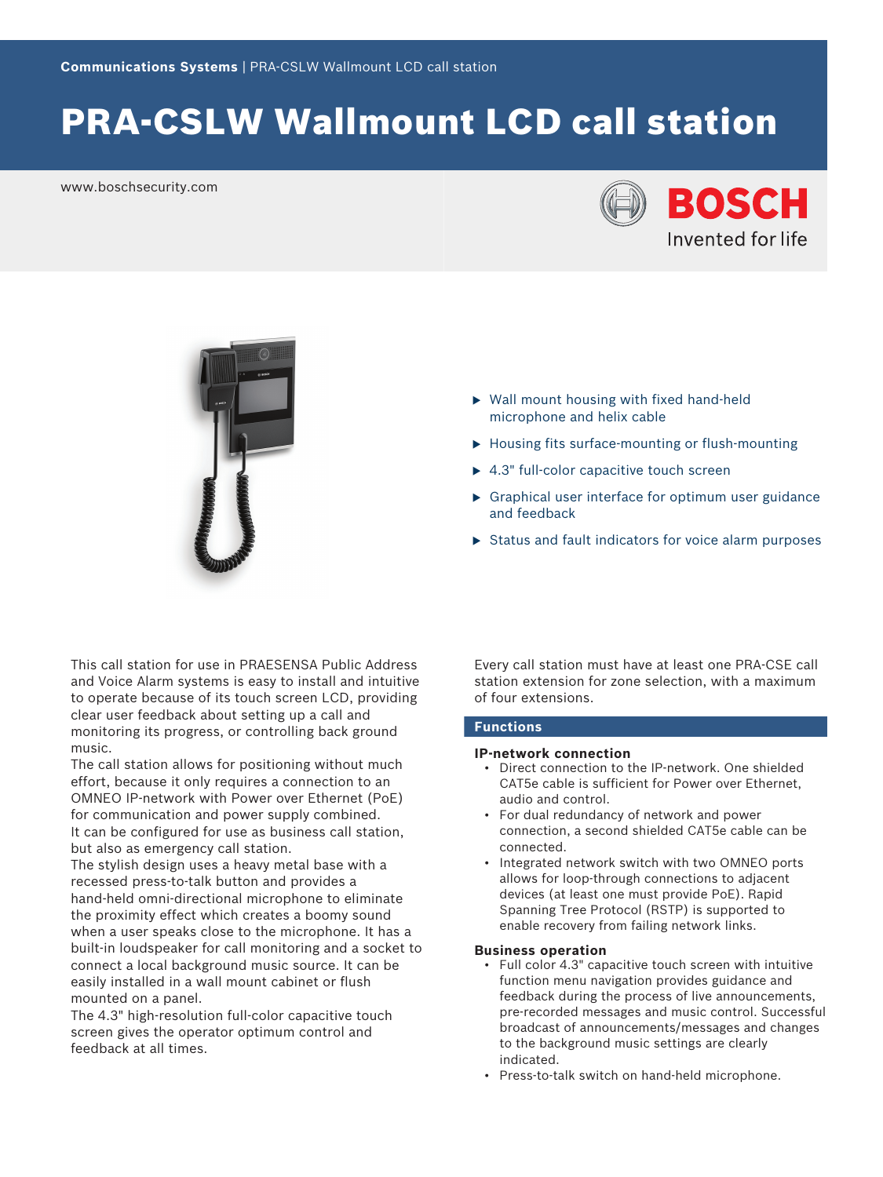**Communications Systems** | PRA-CSLW Wallmount LCD call station

# PRA-CSLW Wallmount LCD call station

www.boschsecurity.com

- Wall mount housing with fixed hand-held microphone and helix cable
- Housing fits surface-mounting or flush-mounting
- 4.3" full-color capacitive touch screen
- Graphical user interface for optimum user guidance and feedback
- Status and fault indicators for voice alarm purposes

This call station for use in PRAESENSA Public Address and Voice Alarm systems is easy to install and intuitive to operate because of its touch screen LCD, providing clear user feedback about setting up a call and monitoring its progress, or controlling back ground music.

The call station allows for positioning without much effort, because it only requires a connection to an OMNEO IP-network with Power over Ethernet (PoE) for communication and power supply combined.

It can be configured for use as business call station, but also as emergency call station.

The stylish design uses a heavy metal base with a recessed press-to-talk button and provides a hand-held omni-directional microphone to eliminate the proximity effect which creates a boomy sound when a user speaks close to the microphone. It has a built-in loudspeaker for call monitoring and a socket to connect a local background music source. It can be easily installed in a wall mount cabinet or flush mounted on a panel.

The 4.3" high-resolution full-color capacitive touch screen gives the operator optimum control and feedback at all times.

Every call station must have at least one PRA-CSE call station extension for zone selection, with a maximum of four extensions.

## Functions

### IP-network connection

- Direct connection to the IP-network. One shielded CAT5e cable is sufficient for Power over Ethernet, audio and control.
- For dual redundancy of network and power connection, a second shielded CAT5e cable can be connected.
- Integrated network switch with two OMNEO ports allows for loop-through connections to adjacent devices (at least one must provide PoE). Rapid Spanning Tree Protocol (RSTP) is supported to enable recovery from failing network links.

### Business operation

- Full color 4.3" capacitive touch screen with intuitive function menu navigation provides guidance and feedback during the process of live announcements, pre-recorded messages and music control. Successful broadcast of announcements/messages and changes to the background music settings are clearly indicated.
- Press-to-talk switch on hand-held microphone.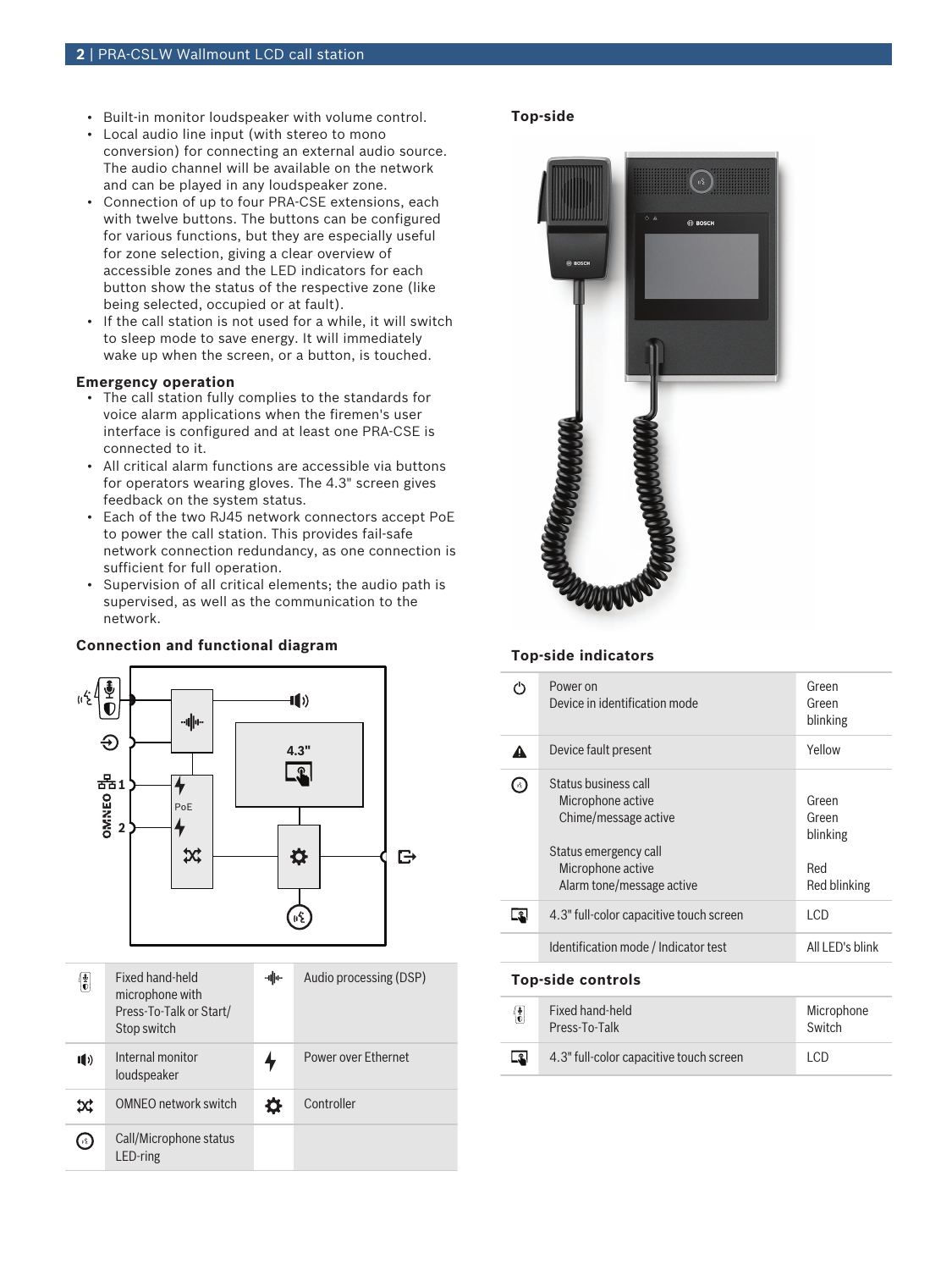- Built-in monitor loudspeaker with volume control.
- Local audio line input (with stereo to mono conversion) for connecting an external audio source. The audio channel will be available on the network and can be played in any loudspeaker zone.
- Connection of up to four PRA-CSE extensions, each with twelve buttons. The buttons can be configured for various functions, but they are especially useful for zone selection, giving a clear overview of accessible zones and the LED indicators for each button show the status of the respective zone (like being selected, occupied or at fault).
- If the call station is not used for a while, it will switch to sleep mode to save energy. It will immediately wake up when the screen, or a button, is touched.

### Emergency operation

- The call station fully complies to the standards for voice alarm applications when the firemen's user interface is configured and at least one PRA-CSE is connected to it.
- All critical alarm functions are accessible via buttons for operators wearing gloves. The 4.3" screen gives feedback on the system status.
- Each of the two RJ45 network connectors accept PoE to power the call station. This provides fail-safe network connection redundancy, as one connection is sufficient for full operation.
- Supervision of all critical elements; the audio path is supervised, as well as the communication to the network.

### Connection and functional diagram

| | | | |
|---|---|---|---|
| | Fixed hand-held microphone with Press-To-Talk or Start/ Stop switch | | Audio processing (DSP) |
| | Internal monitor loudspeaker | | Power over Ethernet |
| | OMNEO network switch | | Controller |
| | Call/Microphone status LED-ring | | |

### Top-side

### Top-side indicators

| | | |
|---|---|---|
| | Power on<br>Device in identification mode | Green<br>Green blinking |
| | Device fault present | Yellow |
| | Status business call<br>Microphone active<br>Chime/message active<br><br>Status emergency call<br>Microphone active<br>Alarm tone/message active | <br>Green<br>Green blinking<br><br><br>Red<br>Red blinking |
| | 4.3" full-color capacitive touch screen | LCD |
| | Identification mode / Indicator test | All LED's blink |

### Top-side controls

| | | |
|---|---|---|
| | Fixed hand-held Press-To-Talk | Microphone Switch |
| | 4.3" full-color capacitive touch screen | LCD |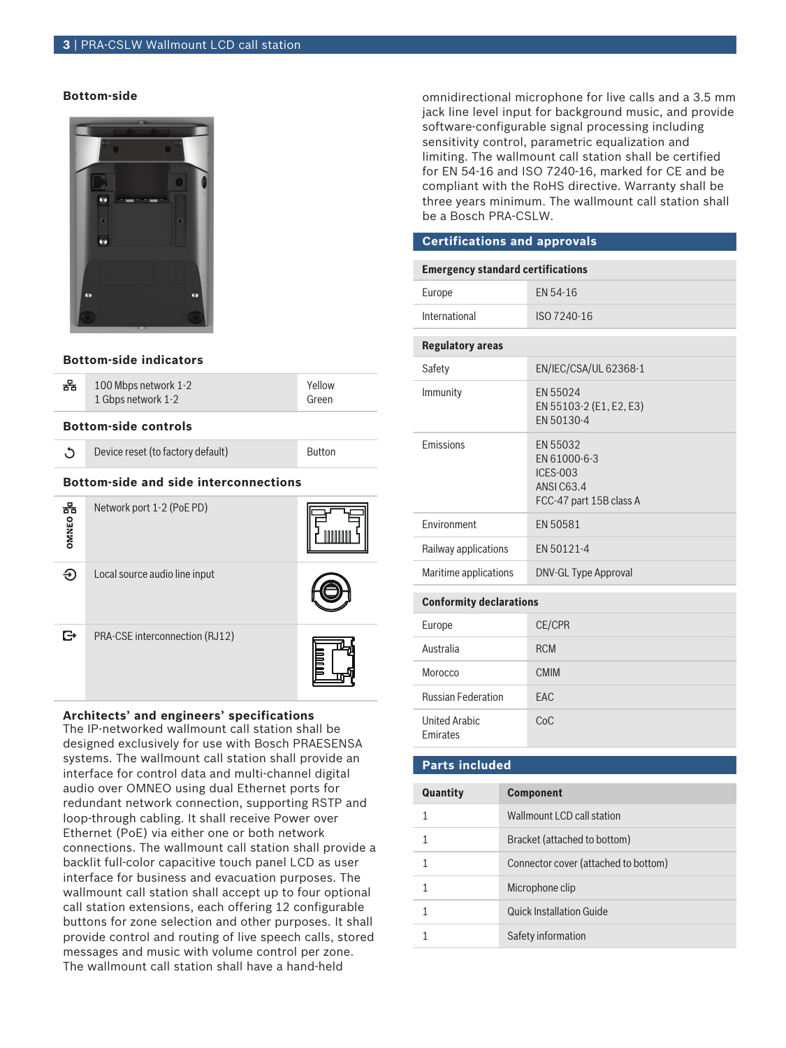### Bottom-side

### Bottom-side indicators

| | | |
|---|---|---|
| | 100 Mbps network 1-2<br>1 Gbps network 1-2 | Yellow<br>Green |

### Bottom-side controls

| | | |
|---|---|---|
| | Device reset (to factory default) | Button |

### Bottom-side and side interconnections

| | | |
|---|---|---|
| OMNEO | Network port 1-2 (PoE PD) | |
| | Local source audio line input | |
| | PRA-CSE interconnection (RJ12) | |

### Architects' and engineers' specifications

The IP-networked wallmount call station shall be designed exclusively for use with Bosch PRAESENSA systems. The wallmount call station shall provide an interface for control data and multi-channel digital audio over OMNEO using dual Ethernet ports for redundant network connection, supporting RSTP and loop-through cabling. It shall receive Power over Ethernet (PoE) via either one or both network connections. The wallmount call station shall provide a backlit full-color capacitive touch panel LCD as user interface for business and evacuation purposes. The wallmount call station shall accept up to four optional call station extensions, each offering 12 configurable buttons for zone selection and other purposes. It shall provide control and routing of live speech calls, stored messages and music with volume control per zone. The wallmount call station shall have a hand-held omnidirectional microphone for live calls and a 3.5 mm jack line level input for background music, and provide software-configurable signal processing including sensitivity control, parametric equalization and limiting. The wallmount call station shall be certified for EN 54-16 and ISO 7240-16, marked for CE and be compliant with the RoHS directive. Warranty shall be three years minimum. The wallmount call station shall be a Bosch PRA-CSLW.

## Certifications and approvals

| Emergency standard certifications | |
|---|---|
| Europe | EN 54-16 |
| International | ISO 7240-16 |

| Regulatory areas | |
|---|---|
| Safety | EN/IEC/CSA/UL 62368-1 |
| Immunity | EN 55024<br>EN 55103-2 (E1, E2, E3)<br>EN 50130-4 |
| Emissions | EN 55032<br>EN 61000-6-3<br>ICES-003<br>ANSI C63.4<br>FCC-47 part 15B class A |
| Environment | EN 50581 |
| Railway applications | EN 50121-4 |
| Maritime applications | DNV-GL Type Approval |

| Conformity declarations | |
|---|---|
| Europe | CE/CPR |
| Australia | RCM |
| Morocco | CMIM |
| Russian Federation | EAC |
| United Arabic Emirates | CoC |

## Parts included

| Quantity | Component |
|---|---|
| 1 | Wallmount LCD call station |
| 1 | Bracket (attached to bottom) |
| 1 | Connector cover (attached to bottom) |
| 1 | Microphone clip |
| 1 | Quick Installation Guide |
| 1 | Safety information |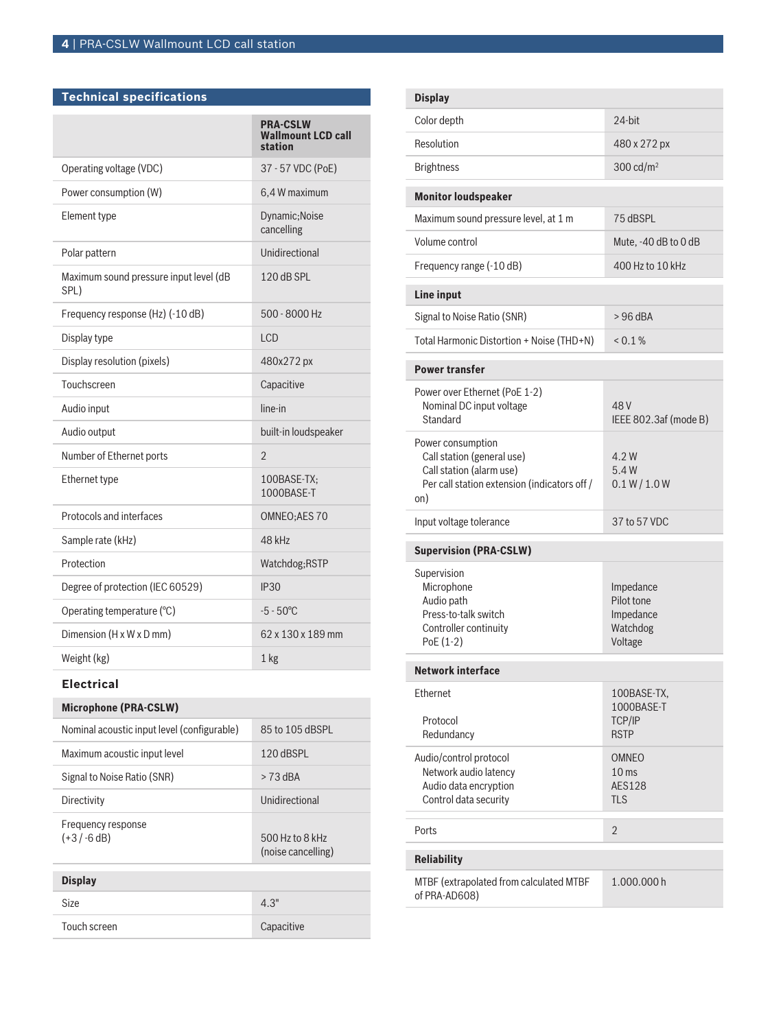## Technical specifications

| | PRA-CSLW Wallmount LCD call station |
|---|---|
| Operating voltage (VDC) | 37 - 57 VDC (PoE) |
| Power consumption (W) | 6,4 W maximum |
| Element type | Dynamic;Noise cancelling |
| Polar pattern | Unidirectional |
| Maximum sound pressure input level (dB SPL) | 120 dB SPL |
| Frequency response (Hz) (-10 dB) | 500 - 8000 Hz |
| Display type | LCD |
| Display resolution (pixels) | 480x272 px |
| Touchscreen | Capacitive |
| Audio input | line-in |
| Audio output | built-in loudspeaker |
| Number of Ethernet ports | 2 |
| Ethernet type | 100BASE-TX; 1000BASE-T |
| Protocols and interfaces | OMNEO;AES 70 |
| Sample rate (kHz) | 48 kHz |
| Protection | Watchdog;RSTP |
| Degree of protection (IEC 60529) | IP30 |
| Operating temperature (°C) | -5 - 50°C |
| Dimension (H x W x D mm) | 62 x 130 x 189 mm |
| Weight (kg) | 1 kg |

### Electrical

| Microphone (PRA-CSLW) | |
|---|---|
| Nominal acoustic input level (configurable) | 85 to 105 dBSPL |
| Maximum acoustic input level | 120 dBSPL |
| Signal to Noise Ratio (SNR) | > 73 dBA |
| Directivity | Unidirectional |
| Frequency response (+3 / -6 dB) | 500 Hz to 8 kHz (noise cancelling) |

| Display | |
|---|---|
| Size | 4.3" |
| Touch screen | Capacitive |
| Color depth | 24-bit |
| Resolution | 480 x 272 px |
| Brightness | 300 cd/m² |

| Monitor loudspeaker | |
|---|---|
| Maximum sound pressure level, at 1 m | 75 dBSPL |
| Volume control | Mute, -40 dB to 0 dB |
| Frequency range (-10 dB) | 400 Hz to 10 kHz |

| Line input | |
|---|---|
| Signal to Noise Ratio (SNR) | > 96 dBA |
| Total Harmonic Distortion + Noise (THD+N) | < 0.1 % |

| Power transfer | |
|---|---|
| Power over Ethernet (PoE 1-2)<br>Nominal DC input voltage<br>Standard | <br>48 V<br>IEEE 802.3af (mode B) |
| Power consumption<br>Call station (general use)<br>Call station (alarm use)<br>Per call station extension (indicators off / on) | <br>4.2 W<br>5.4 W<br>0.1 W / 1.0 W |
| Input voltage tolerance | 37 to 57 VDC |

| Supervision (PRA-CSLW) | |
|---|---|
| Supervision<br>Microphone<br>Audio path<br>Press-to-talk switch<br>Controller continuity<br>PoE (1-2) | <br>Impedance<br>Pilot tone<br>Impedance<br>Watchdog<br>Voltage |

| Network interface | |
|---|---|
| Ethernet<br><br>Protocol<br>Redundancy | 100BASE-TX,<br>1000BASE-T<br>TCP/IP<br>RSTP |
| Audio/control protocol<br>Network audio latency<br>Audio data encryption<br>Control data security | OMNEO<br>10 ms<br>AES128<br>TLS |
| Ports | 2 |

| Reliability | |
|---|---|
| MTBF (extrapolated from calculated MTBF of PRA-AD608) | 1.000.000 h |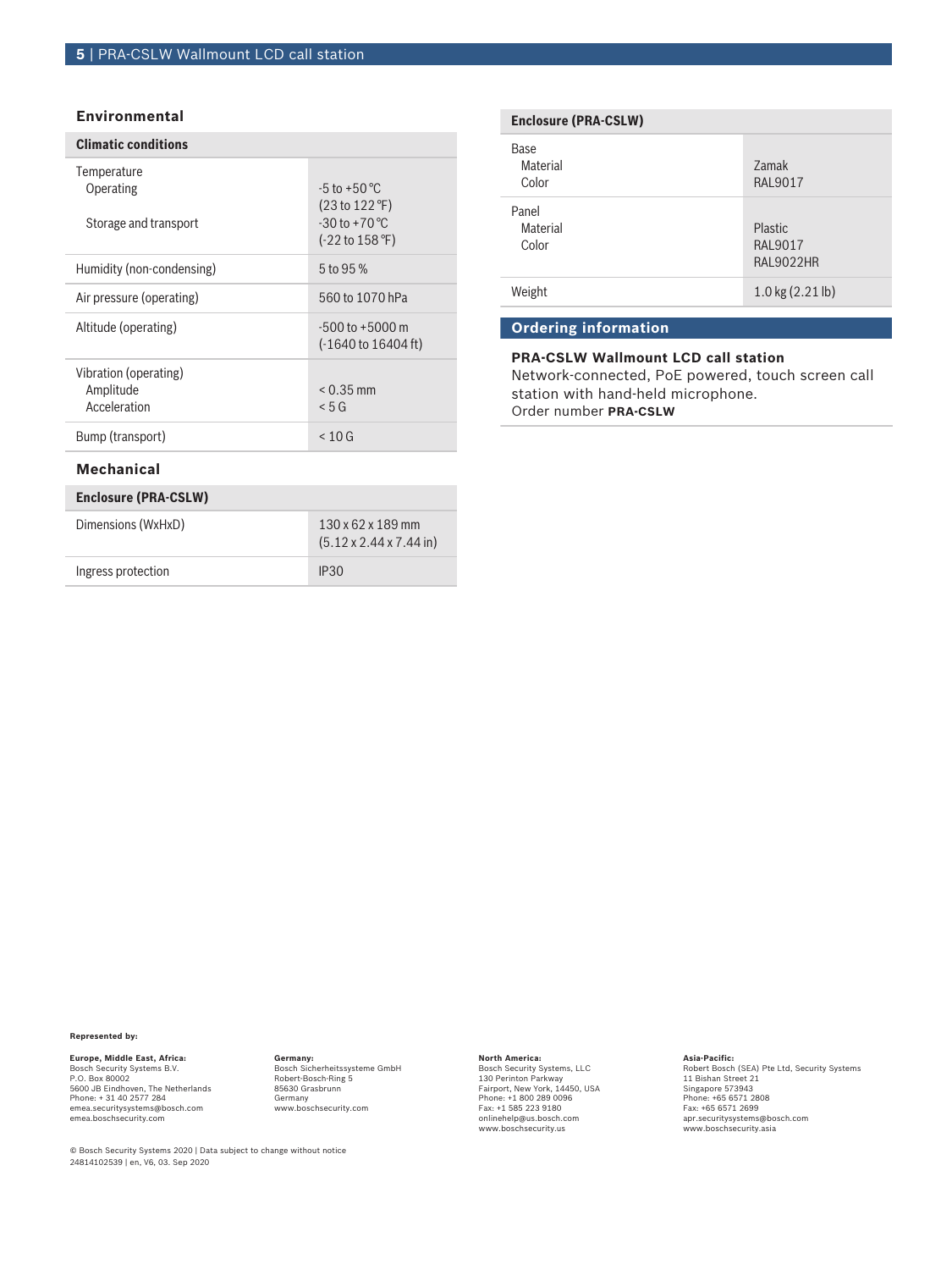### Environmental

| Climatic conditions | |
|---|---|
| Temperature<br>Operating<br><br>Storage and transport | <br>-5 to +50 °C<br>(23 to 122 °F)<br>-30 to +70 °C<br>(-22 to 158 °F) |
| Humidity (non-condensing) | 5 to 95 % |
| Air pressure (operating) | 560 to 1070 hPa |
| Altitude (operating) | -500 to +5000 m<br>(-1640 to 16404 ft) |
| Vibration (operating)<br>Amplitude<br>Acceleration | <br>< 0.35 mm<br>< 5 G |
| Bump (transport) | < 10 G |

### Mechanical

| Enclosure (PRA-CSLW) | |
|---|---|
| Dimensions (WxHxD) | 130 x 62 x 189 mm<br>(5.12 x 2.44 x 7.44 in) |
| Ingress protection | IP30 |

| Enclosure (PRA-CSLW) | |
|---|---|
| Base<br>Material<br>Color | <br>Zamak<br>RAL9017 |
| Panel<br>Material<br>Color | <br>Plastic<br>RAL9017<br>RAL9022HR |
| Weight | 1.0 kg (2.21 lb) |

## Ordering information

**PRA-CSLW Wallmount LCD call station**
Network-connected, PoE powered, touch screen call station with hand-held microphone.
Order number **PRA-CSLW**

**Represented by:**

**Europe, Middle East, Africa:**
Bosch Security Systems B.V.
P.O. Box 80002
5600 JB Eindhoven, The Netherlands
Phone: + 31 40 2577 284
emea.securitysystems@bosch.com
emea.boschsecurity.com

**Germany:**
Bosch Sicherheitssysteme GmbH
Robert-Bosch-Ring 5
85630 Grasbrunn
Germany
www.boschsecurity.com

**North America:**
Bosch Security Systems, LLC
130 Perinton Parkway
Fairport, New York, 14450, USA
Phone: +1 800 289 0096
Fax: +1 585 223 9180
onlinehelp@us.bosch.com
www.boschsecurity.us

**Asia-Pacific:**
Robert Bosch (SEA) Pte Ltd, Security Systems
11 Bishan Street 21
Singapore 573943
Phone: +65 6571 2808
Fax: +65 6571 2699
apr.securitysystems@bosch.com
www.boschsecurity.asia

© Bosch Security Systems 2020 | Data subject to change without notice
24814102539 | en, V6, 03. Sep 2020